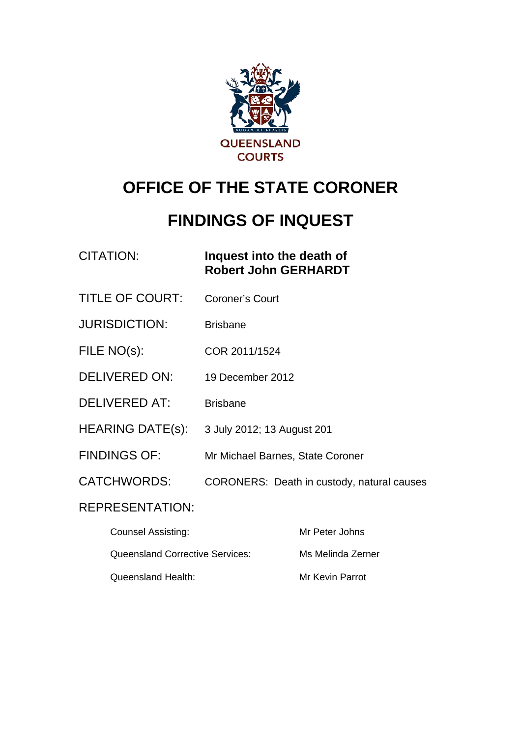QUEENSLAND COURTS

# OFFICE OF THE STATE CORONER

# FINDINGS OF INQUEST

| | |
|---|---|
| CITATION: | **Inquest into the death of Robert John GERHARDT** |
| TITLE OF COURT: | Coroner's Court |
| JURISDICTION: | Brisbane |
| FILE NO(s): | COR 2011/1524 |
| DELIVERED ON: | 19 December 2012 |
| DELIVERED AT: | Brisbane |
| HEARING DATE(s): | 3 July 2012; 13 August 201 |
| FINDINGS OF: | Mr Michael Barnes, State Coroner |
| CATCHWORDS: | CORONERS: Death in custody, natural causes |

REPRESENTATION:

| | |
|---|---|
| Counsel Assisting: | Mr Peter Johns |
| Queensland Corrective Services: | Ms Melinda Zerner |
| Queensland Health: | Mr Kevin Parrot |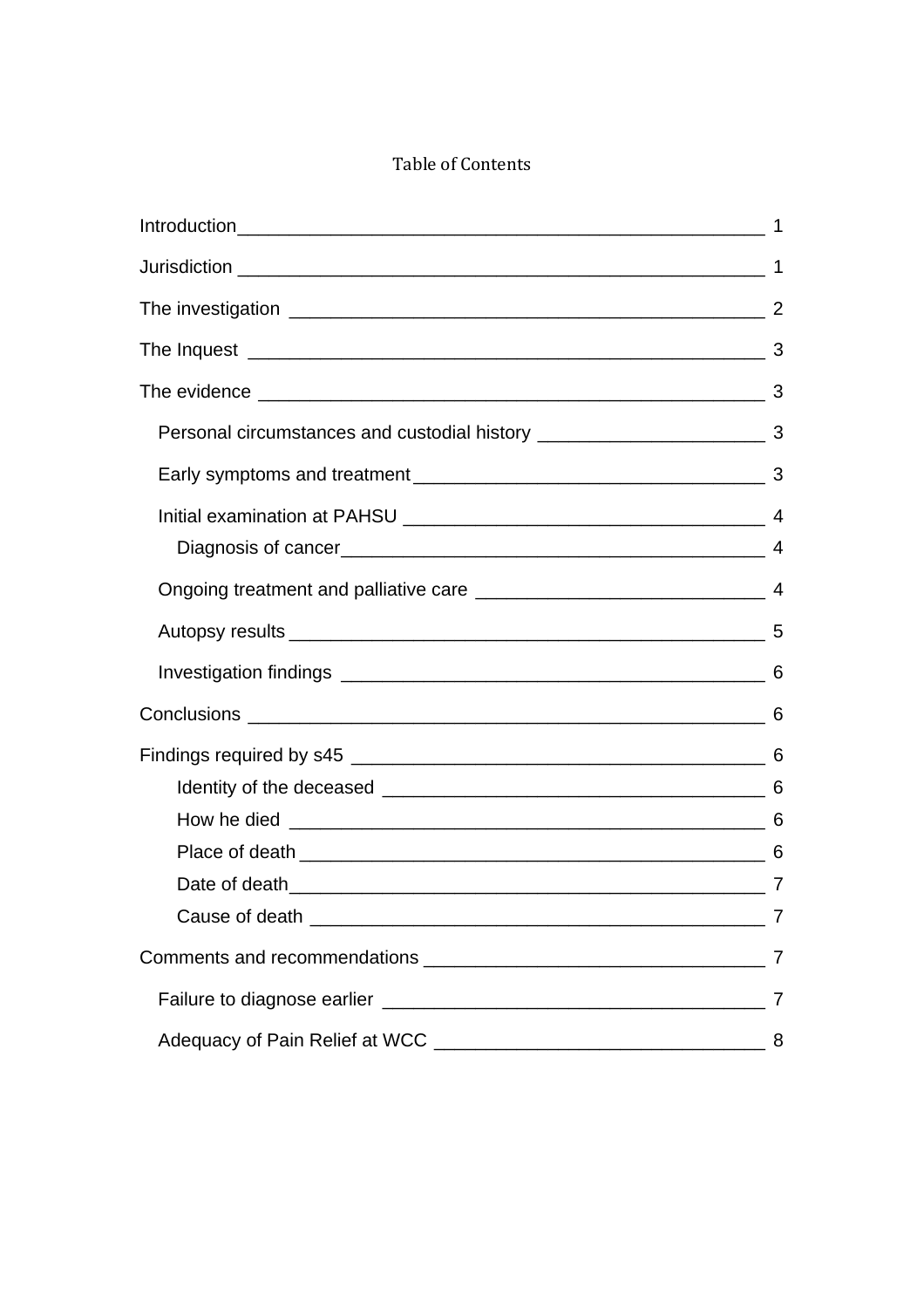# Table of Contents

Introduction 1

Jurisdiction 1

The investigation 2

The Inquest 3

The evidence 3

- Personal circumstances and custodial history 3
- Early symptoms and treatment 3
- Initial examination at PAHSU 4
  - Diagnosis of cancer 4
- Ongoing treatment and palliative care 4
- Autopsy results 5
- Investigation findings 6

Conclusions 6

Findings required by s45 6

- Identity of the deceased 6
- How he died 6
- Place of death 6
- Date of death 7
- Cause of death 7

Comments and recommendations 7

- Failure to diagnose earlier 7
- Adequacy of Pain Relief at WCC 8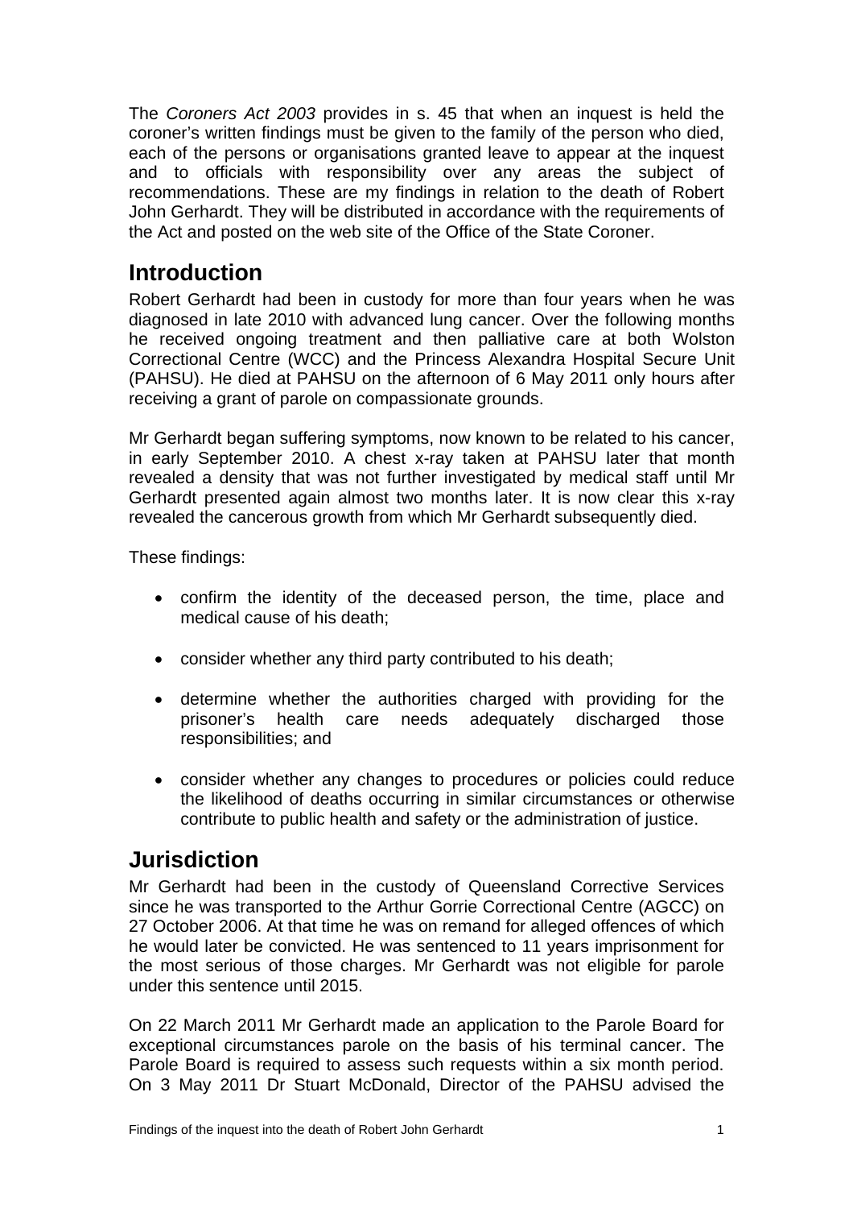The *Coroners Act 2003* provides in s. 45 that when an inquest is held the coroner's written findings must be given to the family of the person who died, each of the persons or organisations granted leave to appear at the inquest and to officials with responsibility over any areas the subject of recommendations. These are my findings in relation to the death of Robert John Gerhardt. They will be distributed in accordance with the requirements of the Act and posted on the web site of the Office of the State Coroner.

## Introduction

Robert Gerhardt had been in custody for more than four years when he was diagnosed in late 2010 with advanced lung cancer. Over the following months he received ongoing treatment and then palliative care at both Wolston Correctional Centre (WCC) and the Princess Alexandra Hospital Secure Unit (PAHSU). He died at PAHSU on the afternoon of 6 May 2011 only hours after receiving a grant of parole on compassionate grounds.

Mr Gerhardt began suffering symptoms, now known to be related to his cancer, in early September 2010. A chest x-ray taken at PAHSU later that month revealed a density that was not further investigated by medical staff until Mr Gerhardt presented again almost two months later. It is now clear this x-ray revealed the cancerous growth from which Mr Gerhardt subsequently died.

These findings:

- confirm the identity of the deceased person, the time, place and medical cause of his death;
- consider whether any third party contributed to his death;
- determine whether the authorities charged with providing for the prisoner's health care needs adequately discharged those responsibilities; and
- consider whether any changes to procedures or policies could reduce the likelihood of deaths occurring in similar circumstances or otherwise contribute to public health and safety or the administration of justice.

## Jurisdiction

Mr Gerhardt had been in the custody of Queensland Corrective Services since he was transported to the Arthur Gorrie Correctional Centre (AGCC) on 27 October 2006. At that time he was on remand for alleged offences of which he would later be convicted. He was sentenced to 11 years imprisonment for the most serious of those charges. Mr Gerhardt was not eligible for parole under this sentence until 2015.

On 22 March 2011 Mr Gerhardt made an application to the Parole Board for exceptional circumstances parole on the basis of his terminal cancer. The Parole Board is required to assess such requests within a six month period. On 3 May 2011 Dr Stuart McDonald, Director of the PAHSU advised the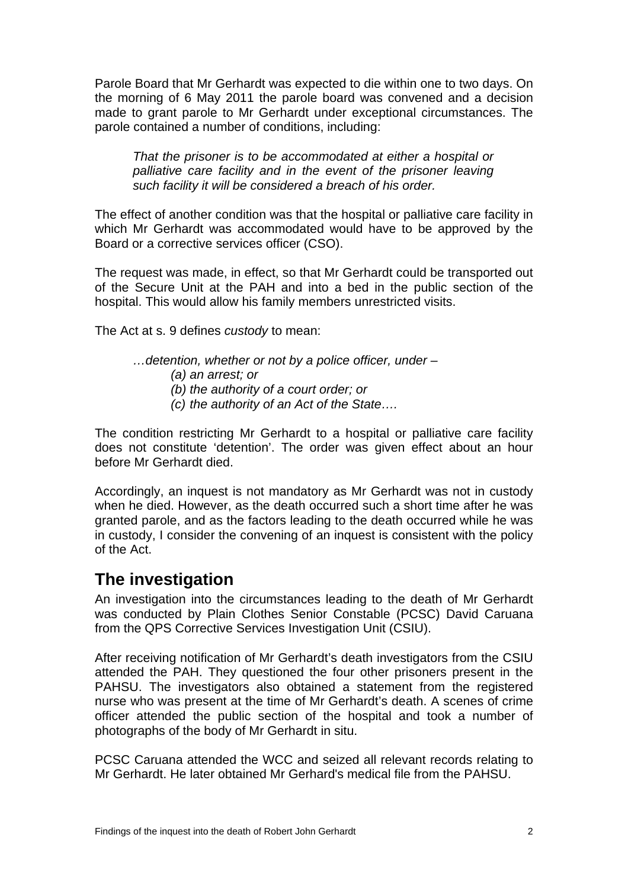Parole Board that Mr Gerhardt was expected to die within one to two days. On the morning of 6 May 2011 the parole board was convened and a decision made to grant parole to Mr Gerhardt under exceptional circumstances. The parole contained a number of conditions, including:

> *That the prisoner is to be accommodated at either a hospital or palliative care facility and in the event of the prisoner leaving such facility it will be considered a breach of his order.*

The effect of another condition was that the hospital or palliative care facility in which Mr Gerhardt was accommodated would have to be approved by the Board or a corrective services officer (CSO).

The request was made, in effect, so that Mr Gerhardt could be transported out of the Secure Unit at the PAH and into a bed in the public section of the hospital. This would allow his family members unrestricted visits.

The Act at s. 9 defines *custody* to mean:

> *…detention, whether or not by a police officer, under –*
> *(a) an arrest; or*
> *(b) the authority of a court order; or*
> *(c) the authority of an Act of the State….*

The condition restricting Mr Gerhardt to a hospital or palliative care facility does not constitute 'detention'. The order was given effect about an hour before Mr Gerhardt died.

Accordingly, an inquest is not mandatory as Mr Gerhardt was not in custody when he died. However, as the death occurred such a short time after he was granted parole, and as the factors leading to the death occurred while he was in custody, I consider the convening of an inquest is consistent with the policy of the Act.

## The investigation

An investigation into the circumstances leading to the death of Mr Gerhardt was conducted by Plain Clothes Senior Constable (PCSC) David Caruana from the QPS Corrective Services Investigation Unit (CSIU).

After receiving notification of Mr Gerhardt's death investigators from the CSIU attended the PAH. They questioned the four other prisoners present in the PAHSU. The investigators also obtained a statement from the registered nurse who was present at the time of Mr Gerhardt's death. A scenes of crime officer attended the public section of the hospital and took a number of photographs of the body of Mr Gerhardt in situ.

PCSC Caruana attended the WCC and seized all relevant records relating to Mr Gerhardt. He later obtained Mr Gerhard's medical file from the PAHSU.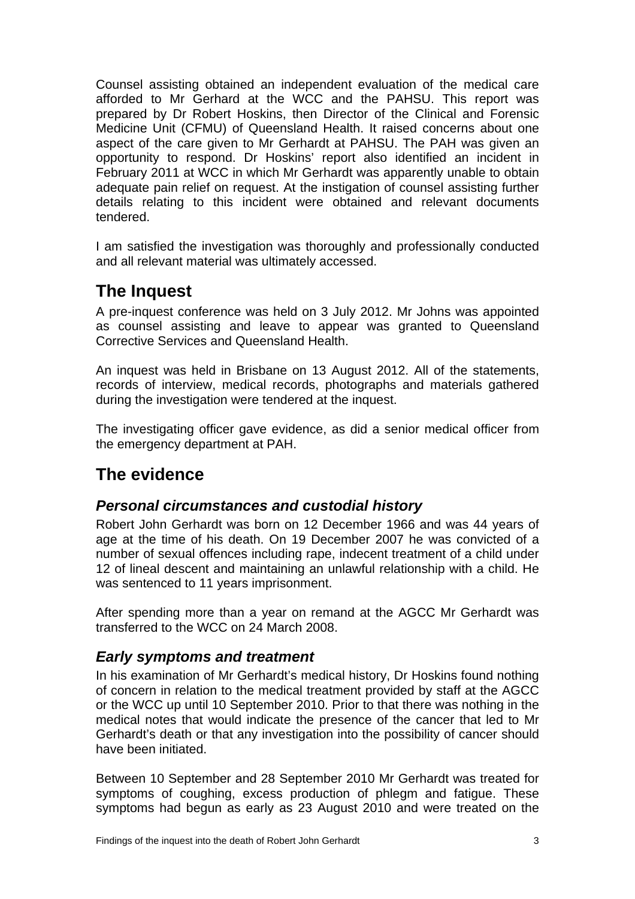Counsel assisting obtained an independent evaluation of the medical care afforded to Mr Gerhard at the WCC and the PAHSU. This report was prepared by Dr Robert Hoskins, then Director of the Clinical and Forensic Medicine Unit (CFMU) of Queensland Health. It raised concerns about one aspect of the care given to Mr Gerhardt at PAHSU. The PAH was given an opportunity to respond. Dr Hoskins' report also identified an incident in February 2011 at WCC in which Mr Gerhardt was apparently unable to obtain adequate pain relief on request. At the instigation of counsel assisting further details relating to this incident were obtained and relevant documents tendered.

I am satisfied the investigation was thoroughly and professionally conducted and all relevant material was ultimately accessed.

## The Inquest

A pre-inquest conference was held on 3 July 2012. Mr Johns was appointed as counsel assisting and leave to appear was granted to Queensland Corrective Services and Queensland Health.

An inquest was held in Brisbane on 13 August 2012. All of the statements, records of interview, medical records, photographs and materials gathered during the investigation were tendered at the inquest.

The investigating officer gave evidence, as did a senior medical officer from the emergency department at PAH.

## The evidence

### *Personal circumstances and custodial history*

Robert John Gerhardt was born on 12 December 1966 and was 44 years of age at the time of his death. On 19 December 2007 he was convicted of a number of sexual offences including rape, indecent treatment of a child under 12 of lineal descent and maintaining an unlawful relationship with a child. He was sentenced to 11 years imprisonment.

After spending more than a year on remand at the AGCC Mr Gerhardt was transferred to the WCC on 24 March 2008.

### *Early symptoms and treatment*

In his examination of Mr Gerhardt's medical history, Dr Hoskins found nothing of concern in relation to the medical treatment provided by staff at the AGCC or the WCC up until 10 September 2010. Prior to that there was nothing in the medical notes that would indicate the presence of the cancer that led to Mr Gerhardt's death or that any investigation into the possibility of cancer should have been initiated.

Between 10 September and 28 September 2010 Mr Gerhardt was treated for symptoms of coughing, excess production of phlegm and fatigue. These symptoms had begun as early as 23 August 2010 and were treated on the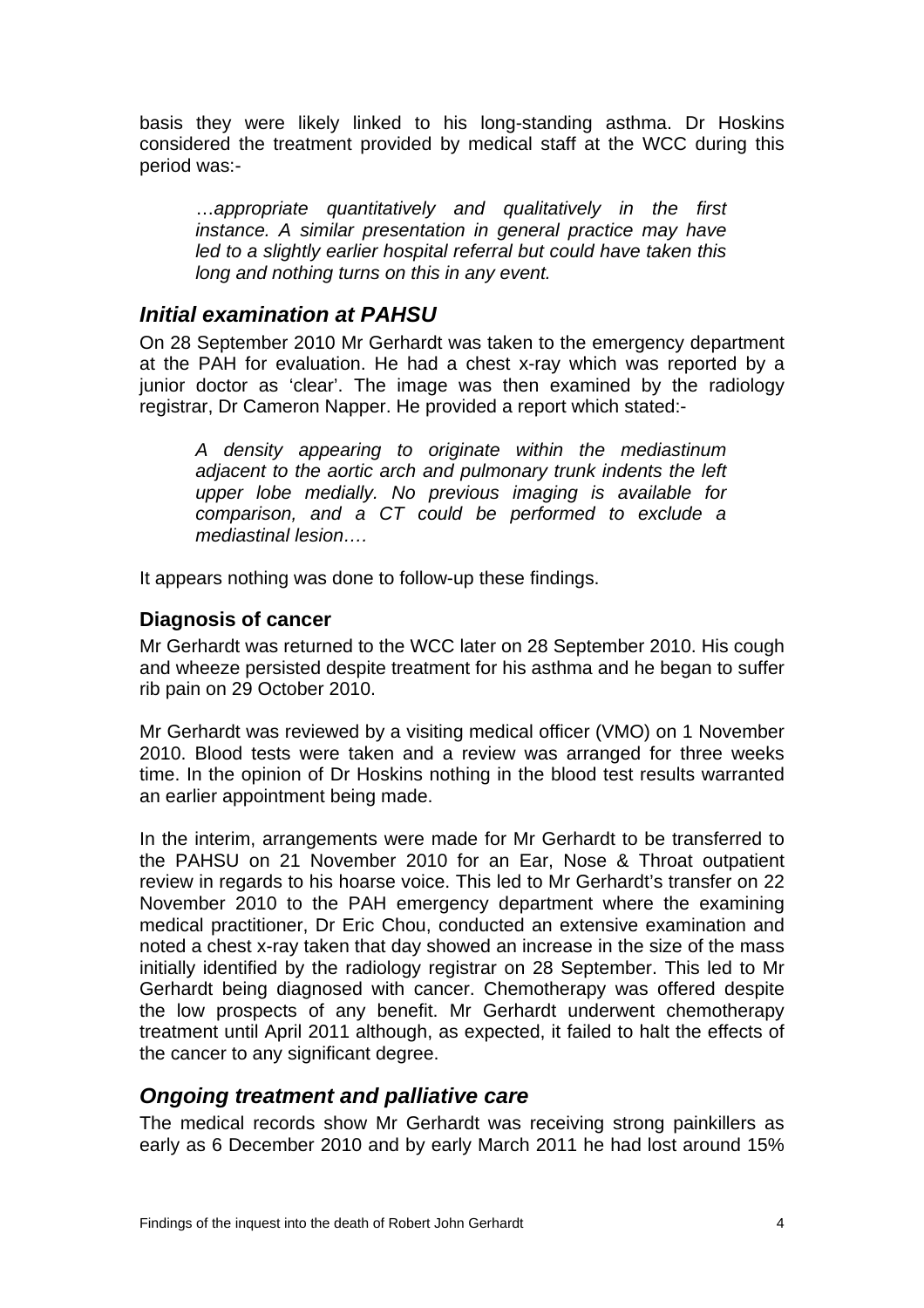basis they were likely linked to his long-standing asthma. Dr Hoskins considered the treatment provided by medical staff at the WCC during this period was:-

> *…appropriate quantitatively and qualitatively in the first instance. A similar presentation in general practice may have led to a slightly earlier hospital referral but could have taken this long and nothing turns on this in any event.*

## *Initial examination at PAHSU*

On 28 September 2010 Mr Gerhardt was taken to the emergency department at the PAH for evaluation. He had a chest x-ray which was reported by a junior doctor as 'clear'. The image was then examined by the radiology registrar, Dr Cameron Napper. He provided a report which stated:-

> *A density appearing to originate within the mediastinum adjacent to the aortic arch and pulmonary trunk indents the left upper lobe medially. No previous imaging is available for comparison, and a CT could be performed to exclude a mediastinal lesion….*

It appears nothing was done to follow-up these findings.

### Diagnosis of cancer

Mr Gerhardt was returned to the WCC later on 28 September 2010. His cough and wheeze persisted despite treatment for his asthma and he began to suffer rib pain on 29 October 2010.

Mr Gerhardt was reviewed by a visiting medical officer (VMO) on 1 November 2010. Blood tests were taken and a review was arranged for three weeks time. In the opinion of Dr Hoskins nothing in the blood test results warranted an earlier appointment being made.

In the interim, arrangements were made for Mr Gerhardt to be transferred to the PAHSU on 21 November 2010 for an Ear, Nose & Throat outpatient review in regards to his hoarse voice. This led to Mr Gerhardt's transfer on 22 November 2010 to the PAH emergency department where the examining medical practitioner, Dr Eric Chou, conducted an extensive examination and noted a chest x-ray taken that day showed an increase in the size of the mass initially identified by the radiology registrar on 28 September. This led to Mr Gerhardt being diagnosed with cancer. Chemotherapy was offered despite the low prospects of any benefit. Mr Gerhardt underwent chemotherapy treatment until April 2011 although, as expected, it failed to halt the effects of the cancer to any significant degree.

## *Ongoing treatment and palliative care*

The medical records show Mr Gerhardt was receiving strong painkillers as early as 6 December 2010 and by early March 2011 he had lost around 15%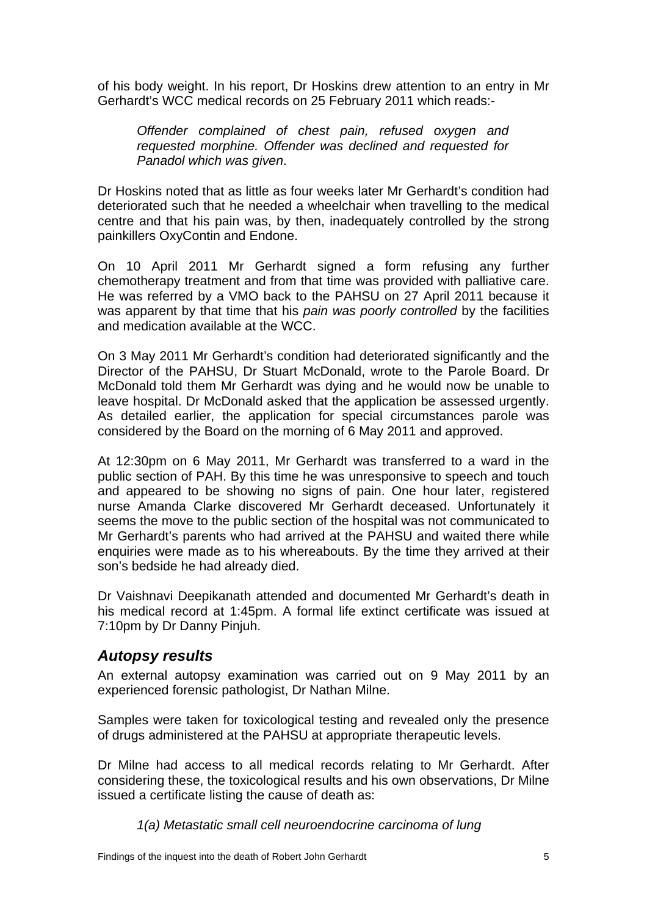of his body weight. In his report, Dr Hoskins drew attention to an entry in Mr Gerhardt's WCC medical records on 25 February 2011 which reads:-

> *Offender complained of chest pain, refused oxygen and requested morphine. Offender was declined and requested for Panadol which was given*.

Dr Hoskins noted that as little as four weeks later Mr Gerhardt's condition had deteriorated such that he needed a wheelchair when travelling to the medical centre and that his pain was, by then, inadequately controlled by the strong painkillers OxyContin and Endone.

On 10 April 2011 Mr Gerhardt signed a form refusing any further chemotherapy treatment and from that time was provided with palliative care. He was referred by a VMO back to the PAHSU on 27 April 2011 because it was apparent by that time that his *pain was poorly controlled* by the facilities and medication available at the WCC.

On 3 May 2011 Mr Gerhardt's condition had deteriorated significantly and the Director of the PAHSU, Dr Stuart McDonald, wrote to the Parole Board. Dr McDonald told them Mr Gerhardt was dying and he would now be unable to leave hospital. Dr McDonald asked that the application be assessed urgently. As detailed earlier, the application for special circumstances parole was considered by the Board on the morning of 6 May 2011 and approved.

At 12:30pm on 6 May 2011, Mr Gerhardt was transferred to a ward in the public section of PAH. By this time he was unresponsive to speech and touch and appeared to be showing no signs of pain. One hour later, registered nurse Amanda Clarke discovered Mr Gerhardt deceased. Unfortunately it seems the move to the public section of the hospital was not communicated to Mr Gerhardt's parents who had arrived at the PAHSU and waited there while enquiries were made as to his whereabouts. By the time they arrived at their son's bedside he had already died.

Dr Vaishnavi Deepikanath attended and documented Mr Gerhardt's death in his medical record at 1:45pm. A formal life extinct certificate was issued at 7:10pm by Dr Danny Pinjuh.

## *Autopsy results*

An external autopsy examination was carried out on 9 May 2011 by an experienced forensic pathologist, Dr Nathan Milne.

Samples were taken for toxicological testing and revealed only the presence of drugs administered at the PAHSU at appropriate therapeutic levels.

Dr Milne had access to all medical records relating to Mr Gerhardt. After considering these, the toxicological results and his own observations, Dr Milne issued a certificate listing the cause of death as:

> *1(a) Metastatic small cell neuroendocrine carcinoma of lung*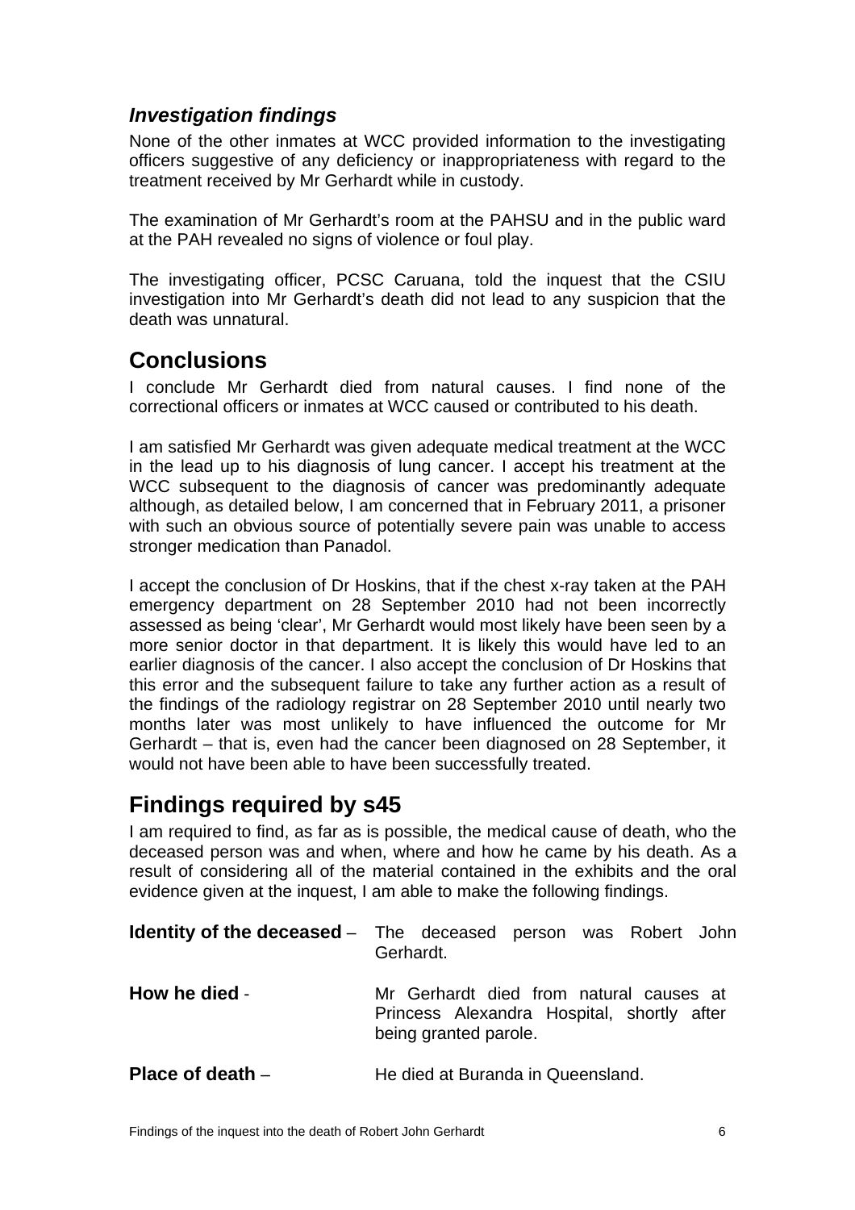### *Investigation findings*

None of the other inmates at WCC provided information to the investigating officers suggestive of any deficiency or inappropriateness with regard to the treatment received by Mr Gerhardt while in custody.

The examination of Mr Gerhardt's room at the PAHSU and in the public ward at the PAH revealed no signs of violence or foul play.

The investigating officer, PCSC Caruana, told the inquest that the CSIU investigation into Mr Gerhardt's death did not lead to any suspicion that the death was unnatural.

## Conclusions

I conclude Mr Gerhardt died from natural causes. I find none of the correctional officers or inmates at WCC caused or contributed to his death.

I am satisfied Mr Gerhardt was given adequate medical treatment at the WCC in the lead up to his diagnosis of lung cancer. I accept his treatment at the WCC subsequent to the diagnosis of cancer was predominantly adequate although, as detailed below, I am concerned that in February 2011, a prisoner with such an obvious source of potentially severe pain was unable to access stronger medication than Panadol.

I accept the conclusion of Dr Hoskins, that if the chest x-ray taken at the PAH emergency department on 28 September 2010 had not been incorrectly assessed as being 'clear', Mr Gerhardt would most likely have been seen by a more senior doctor in that department. It is likely this would have led to an earlier diagnosis of the cancer. I also accept the conclusion of Dr Hoskins that this error and the subsequent failure to take any further action as a result of the findings of the radiology registrar on 28 September 2010 until nearly two months later was most unlikely to have influenced the outcome for Mr Gerhardt – that is, even had the cancer been diagnosed on 28 September, it would not have been able to have been successfully treated.

## Findings required by s45

I am required to find, as far as is possible, the medical cause of death, who the deceased person was and when, where and how he came by his death. As a result of considering all of the material contained in the exhibits and the oral evidence given at the inquest, I am able to make the following findings.

**Identity of the deceased** – The deceased person was Robert John Gerhardt.

**How he died** - Mr Gerhardt died from natural causes at Princess Alexandra Hospital, shortly after being granted parole.

**Place of death** – He died at Buranda in Queensland.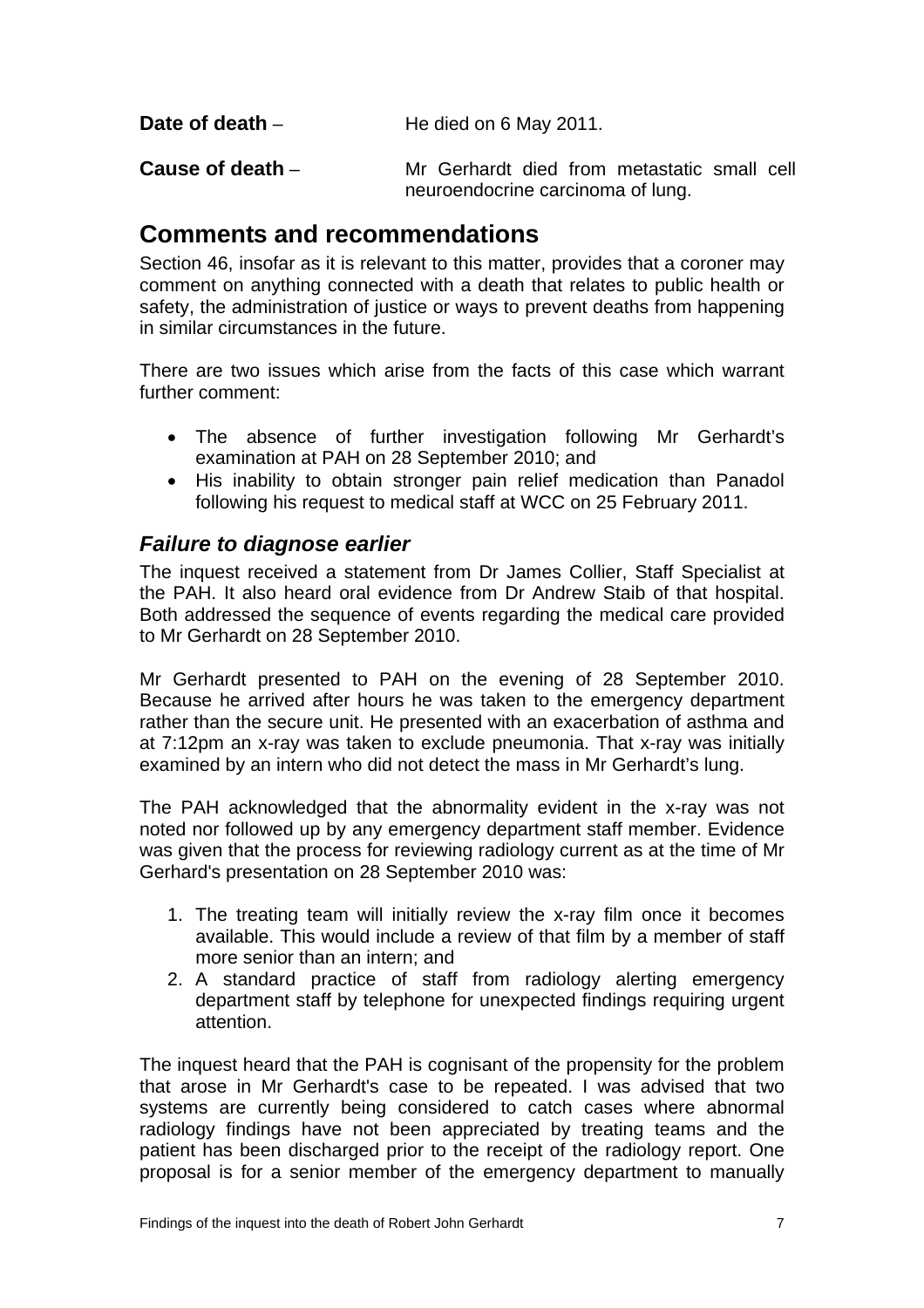**Date of death** – He died on 6 May 2011.

**Cause of death** – Mr Gerhardt died from metastatic small cell neuroendocrine carcinoma of lung.

## Comments and recommendations

Section 46, insofar as it is relevant to this matter, provides that a coroner may comment on anything connected with a death that relates to public health or safety, the administration of justice or ways to prevent deaths from happening in similar circumstances in the future.

There are two issues which arise from the facts of this case which warrant further comment:

- The absence of further investigation following Mr Gerhardt's examination at PAH on 28 September 2010; and
- His inability to obtain stronger pain relief medication than Panadol following his request to medical staff at WCC on 25 February 2011.

### *Failure to diagnose earlier*

The inquest received a statement from Dr James Collier, Staff Specialist at the PAH. It also heard oral evidence from Dr Andrew Staib of that hospital. Both addressed the sequence of events regarding the medical care provided to Mr Gerhardt on 28 September 2010.

Mr Gerhardt presented to PAH on the evening of 28 September 2010. Because he arrived after hours he was taken to the emergency department rather than the secure unit. He presented with an exacerbation of asthma and at 7:12pm an x-ray was taken to exclude pneumonia. That x-ray was initially examined by an intern who did not detect the mass in Mr Gerhardt's lung.

The PAH acknowledged that the abnormality evident in the x-ray was not noted nor followed up by any emergency department staff member. Evidence was given that the process for reviewing radiology current as at the time of Mr Gerhard's presentation on 28 September 2010 was:

1. The treating team will initially review the x-ray film once it becomes available. This would include a review of that film by a member of staff more senior than an intern; and
2. A standard practice of staff from radiology alerting emergency department staff by telephone for unexpected findings requiring urgent attention.

The inquest heard that the PAH is cognisant of the propensity for the problem that arose in Mr Gerhardt's case to be repeated. I was advised that two systems are currently being considered to catch cases where abnormal radiology findings have not been appreciated by treating teams and the patient has been discharged prior to the receipt of the radiology report. One proposal is for a senior member of the emergency department to manually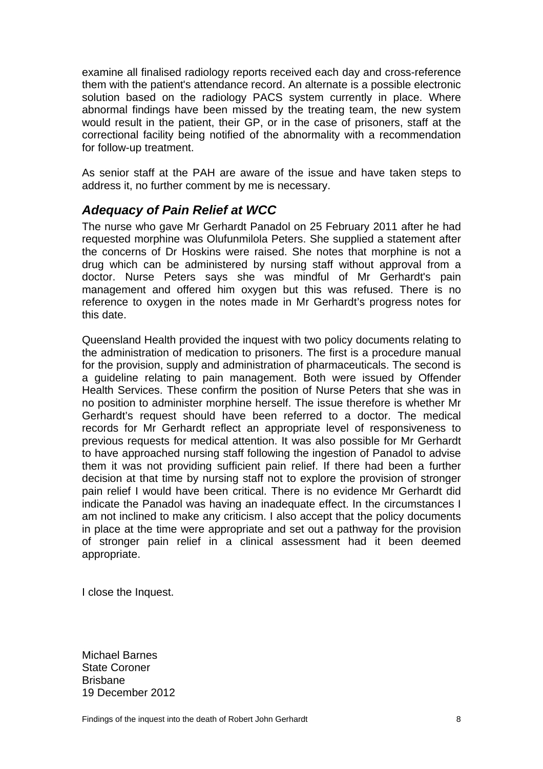examine all finalised radiology reports received each day and cross-reference them with the patient's attendance record. An alternate is a possible electronic solution based on the radiology PACS system currently in place. Where abnormal findings have been missed by the treating team, the new system would result in the patient, their GP, or in the case of prisoners, staff at the correctional facility being notified of the abnormality with a recommendation for follow-up treatment.

As senior staff at the PAH are aware of the issue and have taken steps to address it, no further comment by me is necessary.

### *Adequacy of Pain Relief at WCC*

The nurse who gave Mr Gerhardt Panadol on 25 February 2011 after he had requested morphine was Olufunmilola Peters. She supplied a statement after the concerns of Dr Hoskins were raised. She notes that morphine is not a drug which can be administered by nursing staff without approval from a doctor. Nurse Peters says she was mindful of Mr Gerhardt's pain management and offered him oxygen but this was refused. There is no reference to oxygen in the notes made in Mr Gerhardt's progress notes for this date.

Queensland Health provided the inquest with two policy documents relating to the administration of medication to prisoners. The first is a procedure manual for the provision, supply and administration of pharmaceuticals. The second is a guideline relating to pain management. Both were issued by Offender Health Services. These confirm the position of Nurse Peters that she was in no position to administer morphine herself. The issue therefore is whether Mr Gerhardt's request should have been referred to a doctor. The medical records for Mr Gerhardt reflect an appropriate level of responsiveness to previous requests for medical attention. It was also possible for Mr Gerhardt to have approached nursing staff following the ingestion of Panadol to advise them it was not providing sufficient pain relief. If there had been a further decision at that time by nursing staff not to explore the provision of stronger pain relief I would have been critical. There is no evidence Mr Gerhardt did indicate the Panadol was having an inadequate effect. In the circumstances I am not inclined to make any criticism. I also accept that the policy documents in place at the time were appropriate and set out a pathway for the provision of stronger pain relief in a clinical assessment had it been deemed appropriate.

I close the Inquest.

Michael Barnes
State Coroner
Brisbane
19 December 2012